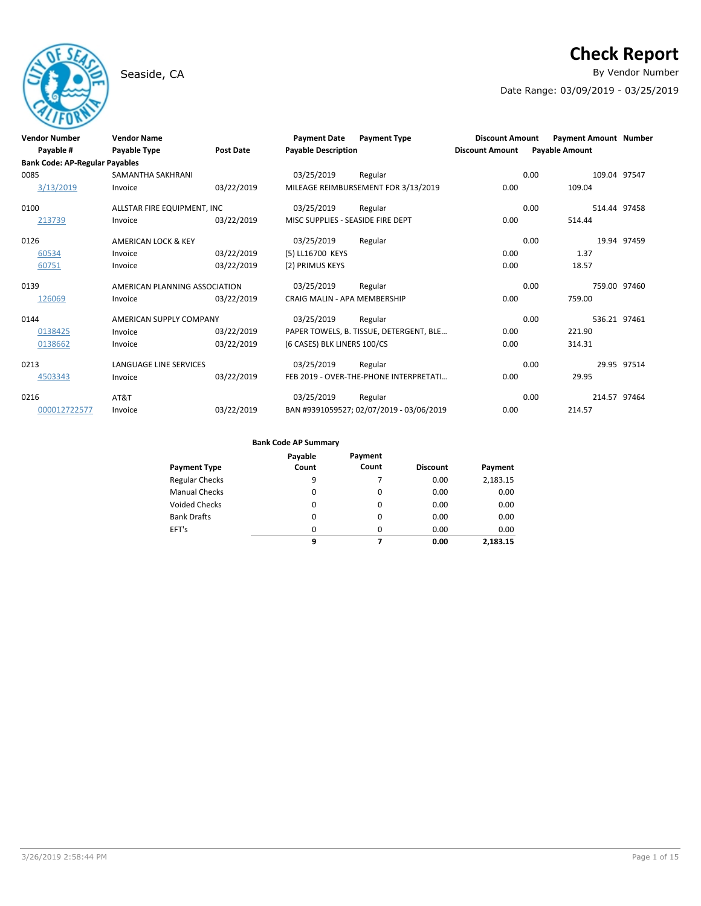# Check Report

Seaside, CA

By Vendor Number

Date Range: 03/09/2019 - 03/25/2019

| Vendor Number | Vendor Name | | Payment Date | Payment Type | Discount Amount | Payment Amount | Number |
|---|---|---|---|---|---|---|---|
| Payable # | Payable Type | Post Date | Payable Description | | Discount Amount | Payable Amount | |
| **Bank Code: AP-Regular Payables** | | | | | | | |
| 0085 | SAMANTHA SAKHRANI | | 03/25/2019 | Regular | 0.00 | 109.04 | 97547 |
| 3/13/2019 | Invoice | 03/22/2019 | MILEAGE REIMBURSEMENT FOR 3/13/2019 | | 0.00 | 109.04 | |
| 0100 | ALLSTAR FIRE EQUIPMENT, INC | | 03/25/2019 | Regular | 0.00 | 514.44 | 97458 |
| 213739 | Invoice | 03/22/2019 | MISC SUPPLIES - SEASIDE FIRE DEPT | | 0.00 | 514.44 | |
| 0126 | AMERICAN LOCK & KEY | | 03/25/2019 | Regular | 0.00 | 19.94 | 97459 |
| 60534 | Invoice | 03/22/2019 | (5) LL16700 KEYS | | 0.00 | 1.37 | |
| 60751 | Invoice | 03/22/2019 | (2) PRIMUS KEYS | | 0.00 | 18.57 | |
| 0139 | AMERICAN PLANNING ASSOCIATION | | 03/25/2019 | Regular | 0.00 | 759.00 | 97460 |
| 126069 | Invoice | 03/22/2019 | CRAIG MALIN - APA MEMBERSHIP | | 0.00 | 759.00 | |
| 0144 | AMERICAN SUPPLY COMPANY | | 03/25/2019 | Regular | 0.00 | 536.21 | 97461 |
| 0138425 | Invoice | 03/22/2019 | PAPER TOWELS, B. TISSUE, DETERGENT, BLE... | | 0.00 | 221.90 | |
| 0138662 | Invoice | 03/22/2019 | (6 CASES) BLK LINERS 100/CS | | 0.00 | 314.31 | |
| 0213 | LANGUAGE LINE SERVICES | | 03/25/2019 | Regular | 0.00 | 29.95 | 97514 |
| 4503343 | Invoice | 03/22/2019 | FEB 2019 - OVER-THE-PHONE INTERPRETATI... | | 0.00 | 29.95 | |
| 0216 | AT&T | | 03/25/2019 | Regular | 0.00 | 214.57 | 97464 |
| 000012722577 | Invoice | 03/22/2019 | BAN #9391059527; 02/07/2019 - 03/06/2019 | | 0.00 | 214.57 | |

**Bank Code AP Summary**

| Payment Type | Payable Count | Payment Count | Discount | Payment |
|---|---|---|---|---|
| Regular Checks | 9 | 7 | 0.00 | 2,183.15 |
| Manual Checks | 0 | 0 | 0.00 | 0.00 |
| Voided Checks | 0 | 0 | 0.00 | 0.00 |
| Bank Drafts | 0 | 0 | 0.00 | 0.00 |
| EFT's | 0 | 0 | 0.00 | 0.00 |
| | **9** | **7** | **0.00** | **2,183.15** |

3/26/2019 2:58:44 PM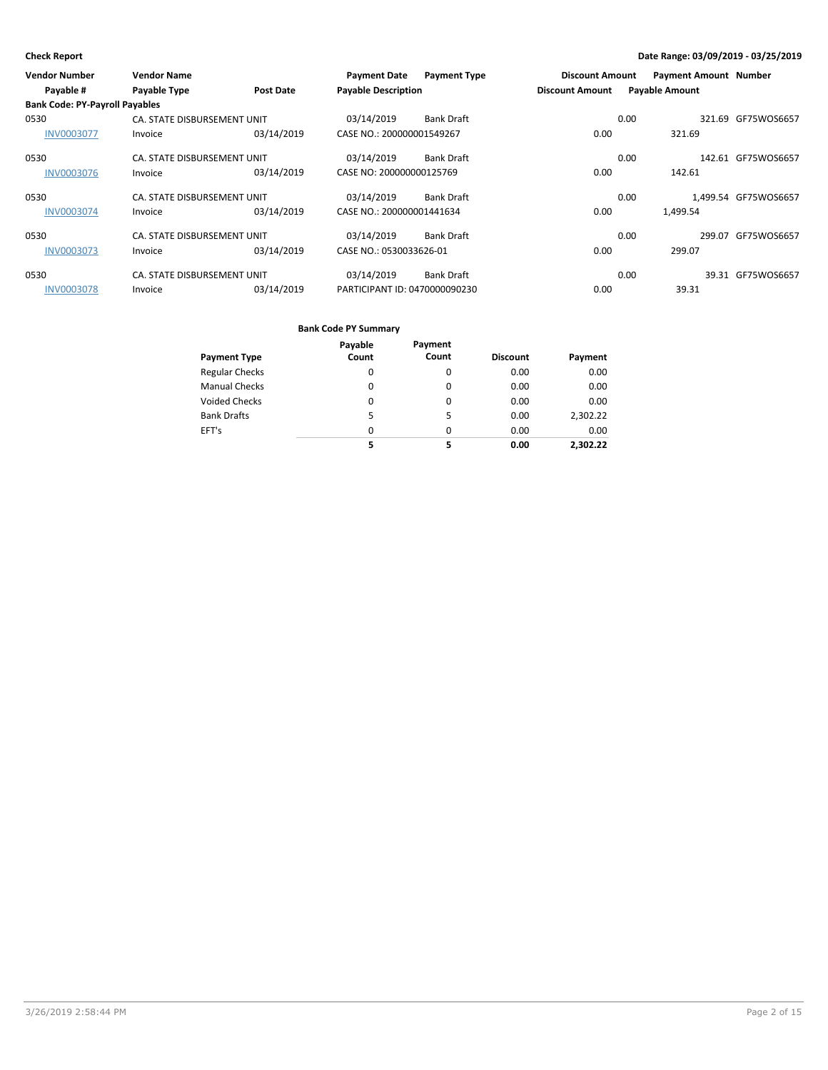**Check Report**

**Date Range: 03/09/2019 - 03/25/2019**

| Vendor Number | Vendor Name | | Payment Date | Payment Type | Discount Amount | Payment Amount | Number |
|---|---|---|---|---|---|---|---|
| Payable # | Payable Type | Post Date | Payable Description | | Discount Amount | Payable Amount | |
| **Bank Code: PY-Payroll Payables** | | | | | | | |
| 0530 | CA. STATE DISBURSEMENT UNIT | | 03/14/2019 | Bank Draft | 0.00 | 321.69 | GF75WOS6657 |
| INV0003077 | Invoice | 03/14/2019 | CASE NO.: 200000001549267 | | 0.00 | 321.69 | |
| 0530 | CA. STATE DISBURSEMENT UNIT | | 03/14/2019 | Bank Draft | 0.00 | 142.61 | GF75WOS6657 |
| INV0003076 | Invoice | 03/14/2019 | CASE NO: 200000000125769 | | 0.00 | 142.61 | |
| 0530 | CA. STATE DISBURSEMENT UNIT | | 03/14/2019 | Bank Draft | 0.00 | 1,499.54 | GF75WOS6657 |
| INV0003074 | Invoice | 03/14/2019 | CASE NO.: 200000001441634 | | 0.00 | 1,499.54 | |
| 0530 | CA. STATE DISBURSEMENT UNIT | | 03/14/2019 | Bank Draft | 0.00 | 299.07 | GF75WOS6657 |
| INV0003073 | Invoice | 03/14/2019 | CASE NO.: 0530033626-01 | | 0.00 | 299.07 | |
| 0530 | CA. STATE DISBURSEMENT UNIT | | 03/14/2019 | Bank Draft | 0.00 | 39.31 | GF75WOS6657 |
| INV0003078 | Invoice | 03/14/2019 | PARTICIPANT ID: 0470000090230 | | 0.00 | 39.31 | |

**Bank Code PY Summary**

| Payment Type | Payable Count | Payment Count | Discount | Payment |
|---|---|---|---|---|
| Regular Checks | 0 | 0 | 0.00 | 0.00 |
| Manual Checks | 0 | 0 | 0.00 | 0.00 |
| Voided Checks | 0 | 0 | 0.00 | 0.00 |
| Bank Drafts | 5 | 5 | 0.00 | 2,302.22 |
| EFT's | 0 | 0 | 0.00 | 0.00 |
| | **5** | **5** | **0.00** | **2,302.22** |

3/26/2019 2:58:44 PM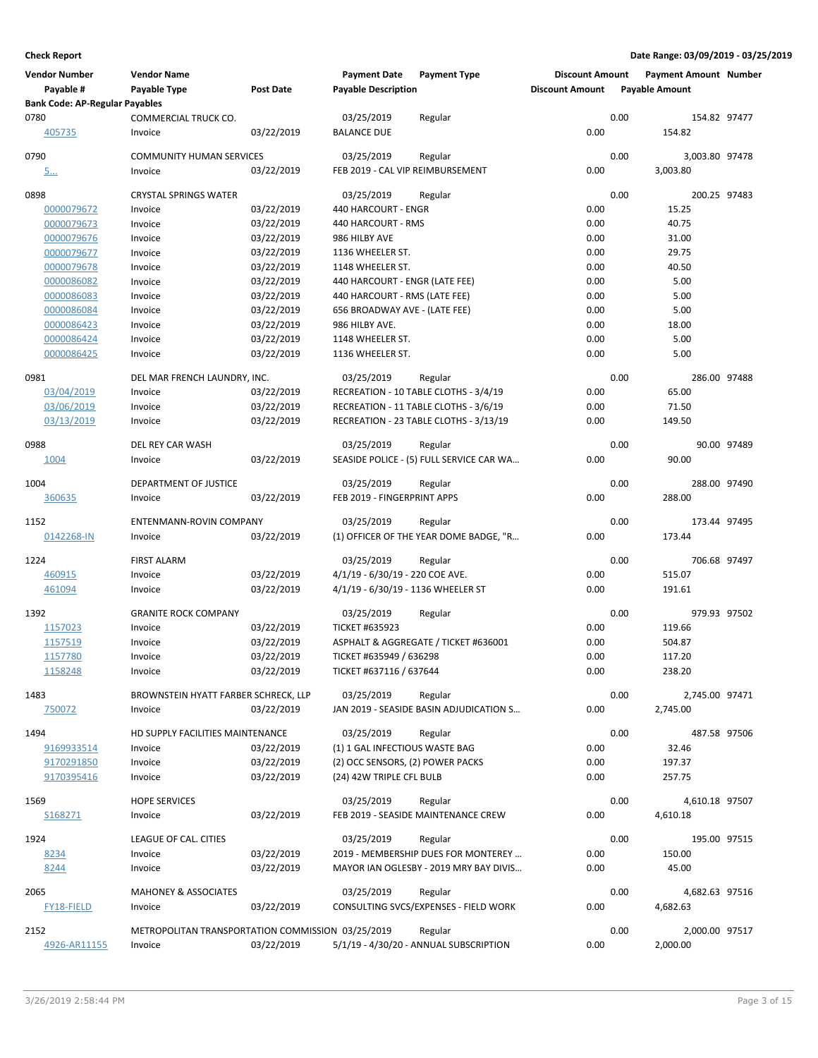**Check Report**

**Date Range: 03/09/2019 - 03/25/2019**

| Vendor Number | Vendor Name | | Payment Date | Payment Type | Discount Amount | Payment Amount | Number |
|---|---|---|---|---|---|---|---|
| Payable # | Payable Type | Post Date | Payable Description | | Discount Amount | Payable Amount | |
| **Bank Code: AP-Regular Payables** | | | | | | | |
| 0780 | COMMERCIAL TRUCK CO. | | 03/25/2019 | Regular | 0.00 | 154.82 | 97477 |
| 405735 | Invoice | 03/22/2019 | BALANCE DUE | | 0.00 | 154.82 | |
| 0790 | COMMUNITY HUMAN SERVICES | | 03/25/2019 | Regular | 0.00 | 3,003.80 | 97478 |
| 5... | Invoice | 03/22/2019 | FEB 2019 - CAL VIP REIMBURSEMENT | | 0.00 | 3,003.80 | |
| 0898 | CRYSTAL SPRINGS WATER | | 03/25/2019 | Regular | 0.00 | 200.25 | 97483 |
| 0000079672 | Invoice | 03/22/2019 | 440 HARCOURT - ENGR | | 0.00 | 15.25 | |
| 0000079673 | Invoice | 03/22/2019 | 440 HARCOURT - RMS | | 0.00 | 40.75 | |
| 0000079676 | Invoice | 03/22/2019 | 986 HILBY AVE | | 0.00 | 31.00 | |
| 0000079677 | Invoice | 03/22/2019 | 1136 WHEELER ST. | | 0.00 | 29.75 | |
| 0000079678 | Invoice | 03/22/2019 | 1148 WHEELER ST. | | 0.00 | 40.50 | |
| 0000086082 | Invoice | 03/22/2019 | 440 HARCOURT - ENGR (LATE FEE) | | 0.00 | 5.00 | |
| 0000086083 | Invoice | 03/22/2019 | 440 HARCOURT - RMS (LATE FEE) | | 0.00 | 5.00 | |
| 0000086084 | Invoice | 03/22/2019 | 656 BROADWAY AVE - (LATE FEE) | | 0.00 | 5.00 | |
| 0000086423 | Invoice | 03/22/2019 | 986 HILBY AVE. | | 0.00 | 18.00 | |
| 0000086424 | Invoice | 03/22/2019 | 1148 WHEELER ST. | | 0.00 | 5.00 | |
| 0000086425 | Invoice | 03/22/2019 | 1136 WHEELER ST. | | 0.00 | 5.00 | |
| 0981 | DEL MAR FRENCH LAUNDRY, INC. | | 03/25/2019 | Regular | 0.00 | 286.00 | 97488 |
| 03/04/2019 | Invoice | 03/22/2019 | RECREATION - 10 TABLE CLOTHS - 3/4/19 | | 0.00 | 65.00 | |
| 03/06/2019 | Invoice | 03/22/2019 | RECREATION - 11 TABLE CLOTHS - 3/6/19 | | 0.00 | 71.50 | |
| 03/13/2019 | Invoice | 03/22/2019 | RECREATION - 23 TABLE CLOTHS - 3/13/19 | | 0.00 | 149.50 | |
| 0988 | DEL REY CAR WASH | | 03/25/2019 | Regular | 0.00 | 90.00 | 97489 |
| 1004 | Invoice | 03/22/2019 | SEASIDE POLICE - (5) FULL SERVICE CAR WA... | | 0.00 | 90.00 | |
| 1004 | DEPARTMENT OF JUSTICE | | 03/25/2019 | Regular | 0.00 | 288.00 | 97490 |
| 360635 | Invoice | 03/22/2019 | FEB 2019 - FINGERPRINT APPS | | 0.00 | 288.00 | |
| 1152 | ENTENMANN-ROVIN COMPANY | | 03/25/2019 | Regular | 0.00 | 173.44 | 97495 |
| 0142268-IN | Invoice | 03/22/2019 | (1) OFFICER OF THE YEAR DOME BADGE, "R... | | 0.00 | 173.44 | |
| 1224 | FIRST ALARM | | 03/25/2019 | Regular | 0.00 | 706.68 | 97497 |
| 460915 | Invoice | 03/22/2019 | 4/1/19 - 6/30/19 - 220 COE AVE. | | 0.00 | 515.07 | |
| 461094 | Invoice | 03/22/2019 | 4/1/19 - 6/30/19 - 1136 WHEELER ST | | 0.00 | 191.61 | |
| 1392 | GRANITE ROCK COMPANY | | 03/25/2019 | Regular | 0.00 | 979.93 | 97502 |
| 1157023 | Invoice | 03/22/2019 | TICKET #635923 | | 0.00 | 119.66 | |
| 1157519 | Invoice | 03/22/2019 | ASPHALT & AGGREGATE / TICKET #636001 | | 0.00 | 504.87 | |
| 1157780 | Invoice | 03/22/2019 | TICKET #635949 / 636298 | | 0.00 | 117.20 | |
| 1158248 | Invoice | 03/22/2019 | TICKET #637116 / 637644 | | 0.00 | 238.20 | |
| 1483 | BROWNSTEIN HYATT FARBER SCHRECK, LLP | | 03/25/2019 | Regular | 0.00 | 2,745.00 | 97471 |
| 750072 | Invoice | 03/22/2019 | JAN 2019 - SEASIDE BASIN ADJUDICATION S... | | 0.00 | 2,745.00 | |
| 1494 | HD SUPPLY FACILITIES MAINTENANCE | | 03/25/2019 | Regular | 0.00 | 487.58 | 97506 |
| 9169933514 | Invoice | 03/22/2019 | (1) 1 GAL INFECTIOUS WASTE BAG | | 0.00 | 32.46 | |
| 9170291850 | Invoice | 03/22/2019 | (2) OCC SENSORS, (2) POWER PACKS | | 0.00 | 197.37 | |
| 9170395416 | Invoice | 03/22/2019 | (24) 42W TRIPLE CFL BULB | | 0.00 | 257.75 | |
| 1569 | HOPE SERVICES | | 03/25/2019 | Regular | 0.00 | 4,610.18 | 97507 |
| S168271 | Invoice | 03/22/2019 | FEB 2019 - SEASIDE MAINTENANCE CREW | | 0.00 | 4,610.18 | |
| 1924 | LEAGUE OF CAL. CITIES | | 03/25/2019 | Regular | 0.00 | 195.00 | 97515 |
| 8234 | Invoice | 03/22/2019 | 2019 - MEMBERSHIP DUES FOR MONTEREY ... | | 0.00 | 150.00 | |
| 8244 | Invoice | 03/22/2019 | MAYOR IAN OGLESBY - 2019 MRY BAY DIVIS... | | 0.00 | 45.00 | |
| 2065 | MAHONEY & ASSOCIATES | | 03/25/2019 | Regular | 0.00 | 4,682.63 | 97516 |
| FY18-FIELD | Invoice | 03/22/2019 | CONSULTING SVCS/EXPENSES - FIELD WORK | | 0.00 | 4,682.63 | |
| 2152 | METROPOLITAN TRANSPORTATION COMMISSION | | 03/25/2019 | Regular | 0.00 | 2,000.00 | 97517 |
| 4926-AR11155 | Invoice | 03/22/2019 | 5/1/19 - 4/30/20 - ANNUAL SUBSCRIPTION | | 0.00 | 2,000.00 | |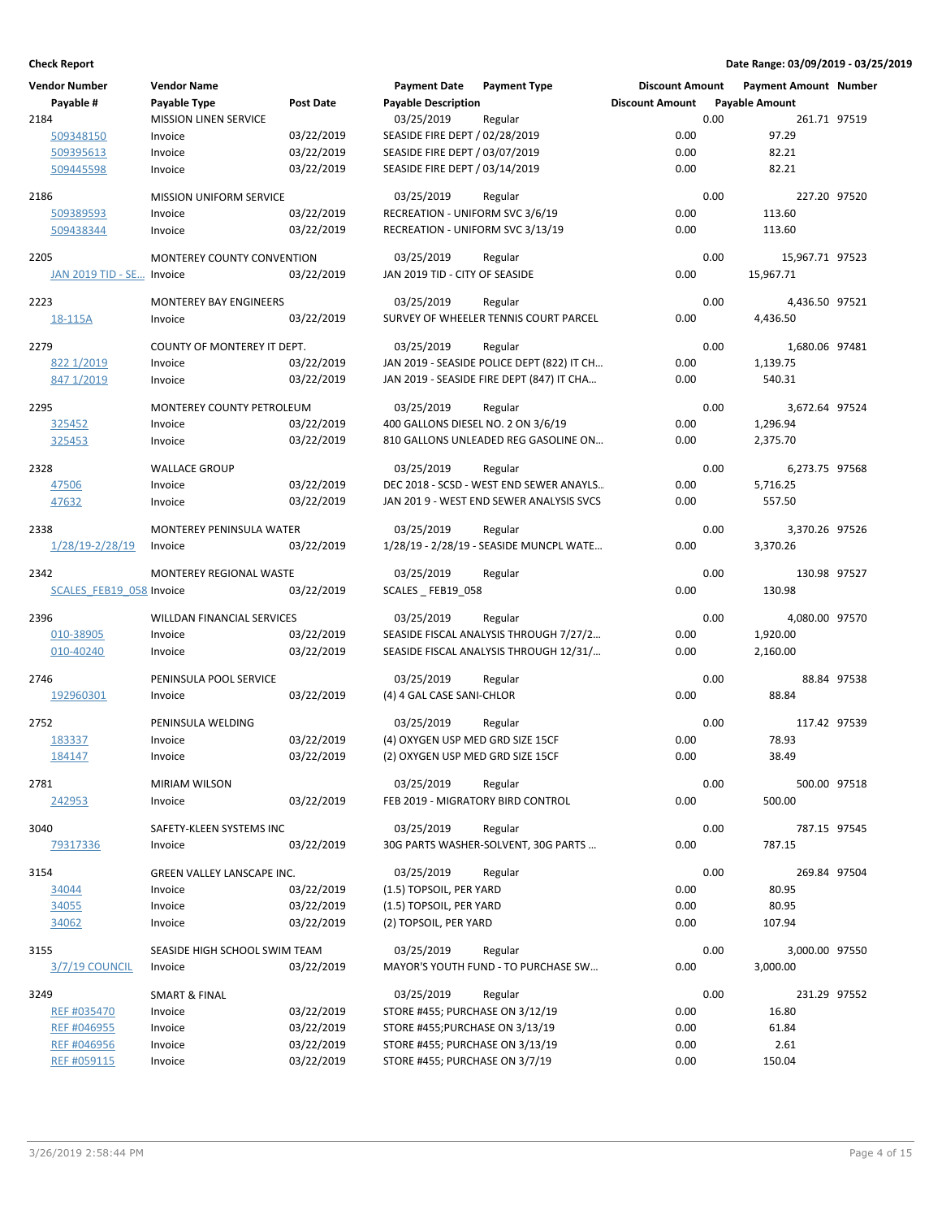**Check Report**

**Date Range: 03/09/2019 - 03/25/2019**

| Vendor Number | Vendor Name | | Payment Date | Payment Type | Discount Amount | Payment Amount | Number |
|---|---|---|---|---|---|---|---|
| Payable # | Payable Type | Post Date | Payable Description | | Discount Amount | Payable Amount | |
| 2184 | MISSION LINEN SERVICE | | 03/25/2019 | Regular | 0.00 | 261.71 | 97519 |
| 509348150 | Invoice | 03/22/2019 | SEASIDE FIRE DEPT / 02/28/2019 | | 0.00 | 97.29 | |
| 509395613 | Invoice | 03/22/2019 | SEASIDE FIRE DEPT / 03/07/2019 | | 0.00 | 82.21 | |
| 509445598 | Invoice | 03/22/2019 | SEASIDE FIRE DEPT / 03/14/2019 | | 0.00 | 82.21 | |
| 2186 | MISSION UNIFORM SERVICE | | 03/25/2019 | Regular | 0.00 | 227.20 | 97520 |
| 509389593 | Invoice | 03/22/2019 | RECREATION - UNIFORM SVC 3/6/19 | | 0.00 | 113.60 | |
| 509438344 | Invoice | 03/22/2019 | RECREATION - UNIFORM SVC 3/13/19 | | 0.00 | 113.60 | |
| 2205 | MONTEREY COUNTY CONVENTION | | 03/25/2019 | Regular | 0.00 | 15,967.71 | 97523 |
| JAN 2019 TID - SE... | Invoice | 03/22/2019 | JAN 2019 TID - CITY OF SEASIDE | | 0.00 | 15,967.71 | |
| 2223 | MONTEREY BAY ENGINEERS | | 03/25/2019 | Regular | 0.00 | 4,436.50 | 97521 |
| 18-115A | Invoice | 03/22/2019 | SURVEY OF WHEELER TENNIS COURT PARCEL | | 0.00 | 4,436.50 | |
| 2279 | COUNTY OF MONTEREY IT DEPT. | | 03/25/2019 | Regular | 0.00 | 1,680.06 | 97481 |
| 822 1/2019 | Invoice | 03/22/2019 | JAN 2019 - SEASIDE POLICE DEPT (822) IT CH... | | 0.00 | 1,139.75 | |
| 847 1/2019 | Invoice | 03/22/2019 | JAN 2019 - SEASIDE FIRE DEPT (847) IT CHA... | | 0.00 | 540.31 | |
| 2295 | MONTEREY COUNTY PETROLEUM | | 03/25/2019 | Regular | 0.00 | 3,672.64 | 97524 |
| 325452 | Invoice | 03/22/2019 | 400 GALLONS DIESEL NO. 2 ON 3/6/19 | | 0.00 | 1,296.94 | |
| 325453 | Invoice | 03/22/2019 | 810 GALLONS UNLEADED REG GASOLINE ON... | | 0.00 | 2,375.70 | |
| 2328 | WALLACE GROUP | | 03/25/2019 | Regular | 0.00 | 6,273.75 | 97568 |
| 47506 | Invoice | 03/22/2019 | DEC 2018 - SCSD - WEST END SEWER ANAYLS... | | 0.00 | 5,716.25 | |
| 47632 | Invoice | 03/22/2019 | JAN 201 9 - WEST END SEWER ANALYSIS SVCS | | 0.00 | 557.50 | |
| 2338 | MONTEREY PENINSULA WATER | | 03/25/2019 | Regular | 0.00 | 3,370.26 | 97526 |
| 1/28/19-2/28/19 | Invoice | 03/22/2019 | 1/28/19 - 2/28/19 - SEASIDE MUNCPL WATE... | | 0.00 | 3,370.26 | |
| 2342 | MONTEREY REGIONAL WASTE | | 03/25/2019 | Regular | 0.00 | 130.98 | 97527 |
| SCALES_FEB19_058 | Invoice | 03/22/2019 | SCALES _ FEB19_058 | | 0.00 | 130.98 | |
| 2396 | WILLDAN FINANCIAL SERVICES | | 03/25/2019 | Regular | 0.00 | 4,080.00 | 97570 |
| 010-38905 | Invoice | 03/22/2019 | SEASIDE FISCAL ANALYSIS THROUGH 7/27/2... | | 0.00 | 1,920.00 | |
| 010-40240 | Invoice | 03/22/2019 | SEASIDE FISCAL ANALYSIS THROUGH 12/31/... | | 0.00 | 2,160.00 | |
| 2746 | PENINSULA POOL SERVICE | | 03/25/2019 | Regular | 0.00 | 88.84 | 97538 |
| 192960301 | Invoice | 03/22/2019 | (4) 4 GAL CASE SANI-CHLOR | | 0.00 | 88.84 | |
| 2752 | PENINSULA WELDING | | 03/25/2019 | Regular | 0.00 | 117.42 | 97539 |
| 183337 | Invoice | 03/22/2019 | (4) OXYGEN USP MED GRD SIZE 15CF | | 0.00 | 78.93 | |
| 184147 | Invoice | 03/22/2019 | (2) OXYGEN USP MED GRD SIZE 15CF | | 0.00 | 38.49 | |
| 2781 | MIRIAM WILSON | | 03/25/2019 | Regular | 0.00 | 500.00 | 97518 |
| 242953 | Invoice | 03/22/2019 | FEB 2019 - MIGRATORY BIRD CONTROL | | 0.00 | 500.00 | |
| 3040 | SAFETY-KLEEN SYSTEMS INC | | 03/25/2019 | Regular | 0.00 | 787.15 | 97545 |
| 79317336 | Invoice | 03/22/2019 | 30G PARTS WASHER-SOLVENT, 30G PARTS ... | | 0.00 | 787.15 | |
| 3154 | GREEN VALLEY LANSCAPE INC. | | 03/25/2019 | Regular | 0.00 | 269.84 | 97504 |
| 34044 | Invoice | 03/22/2019 | (1.5) TOPSOIL, PER YARD | | 0.00 | 80.95 | |
| 34055 | Invoice | 03/22/2019 | (1.5) TOPSOIL, PER YARD | | 0.00 | 80.95 | |
| 34062 | Invoice | 03/22/2019 | (2) TOPSOIL, PER YARD | | 0.00 | 107.94 | |
| 3155 | SEASIDE HIGH SCHOOL SWIM TEAM | | 03/25/2019 | Regular | 0.00 | 3,000.00 | 97550 |
| 3/7/19 COUNCIL | Invoice | 03/22/2019 | MAYOR'S YOUTH FUND - TO PURCHASE SW... | | 0.00 | 3,000.00 | |
| 3249 | SMART & FINAL | | 03/25/2019 | Regular | 0.00 | 231.29 | 97552 |
| REF #035470 | Invoice | 03/22/2019 | STORE #455; PURCHASE ON 3/12/19 | | 0.00 | 16.80 | |
| REF #046955 | Invoice | 03/22/2019 | STORE #455;PURCHASE ON 3/13/19 | | 0.00 | 61.84 | |
| REF #046956 | Invoice | 03/22/2019 | STORE #455; PURCHASE ON 3/13/19 | | 0.00 | 2.61 | |
| REF #059115 | Invoice | 03/22/2019 | STORE #455; PURCHASE ON 3/7/19 | | 0.00 | 150.04 | |

3/26/2019 2:58:44 PM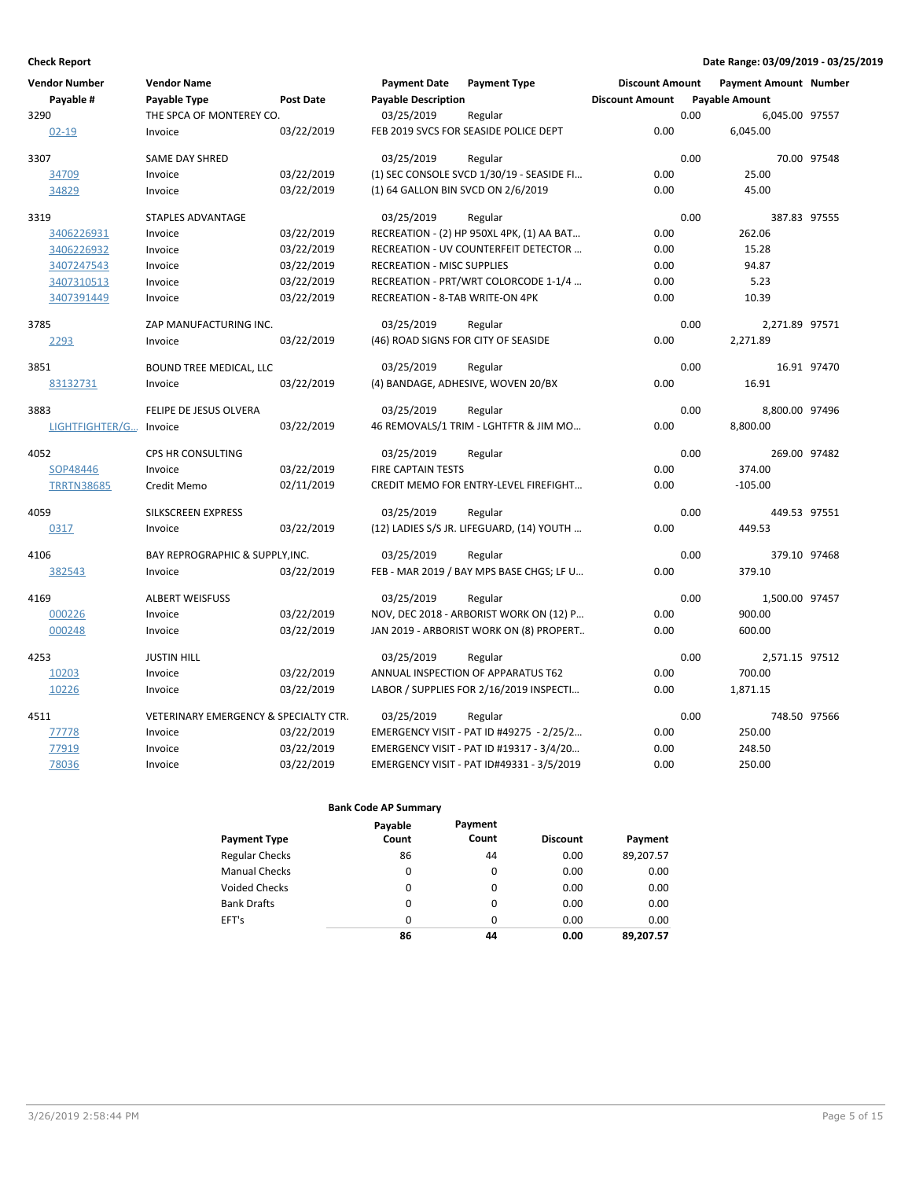**Check Report** | **Date Range: 03/09/2019 - 03/25/2019**

| Vendor Number / Payable # | Vendor Name / Payable Type | Post Date | Payment Date / Payable Description | Payment Type | Discount Amount / Discount Amount | Payment Amount / Payable Amount | Number |
|---|---|---|---|---|---|---|---|
| 3290 | THE SPCA OF MONTEREY CO. | | 03/25/2019 | Regular | 0.00 | 6,045.00 | 97557 |
| 02-19 | Invoice | 03/22/2019 | FEB 2019 SVCS FOR SEASIDE POLICE DEPT | | 0.00 | 6,045.00 | |
| 3307 | SAME DAY SHRED | | 03/25/2019 | Regular | 0.00 | 70.00 | 97548 |
| 34709 | Invoice | 03/22/2019 | (1) SEC CONSOLE SVCD 1/30/19 - SEASIDE FI… | | 0.00 | 25.00 | |
| 34829 | Invoice | 03/22/2019 | (1) 64 GALLON BIN SVCD ON 2/6/2019 | | 0.00 | 45.00 | |
| 3319 | STAPLES ADVANTAGE | | 03/25/2019 | Regular | 0.00 | 387.83 | 97555 |
| 3406226931 | Invoice | 03/22/2019 | RECREATION - (2) HP 950XL 4PK, (1) AA BAT… | | 0.00 | 262.06 | |
| 3406226932 | Invoice | 03/22/2019 | RECREATION - UV COUNTERFEIT DETECTOR … | | 0.00 | 15.28 | |
| 3407247543 | Invoice | 03/22/2019 | RECREATION - MISC SUPPLIES | | 0.00 | 94.87 | |
| 3407310513 | Invoice | 03/22/2019 | RECREATION - PRT/WRT COLORCODE 1-1/4 … | | 0.00 | 5.23 | |
| 3407391449 | Invoice | 03/22/2019 | RECREATION - 8-TAB WRITE-ON 4PK | | 0.00 | 10.39 | |
| 3785 | ZAP MANUFACTURING INC. | | 03/25/2019 | Regular | 0.00 | 2,271.89 | 97571 |
| 2293 | Invoice | 03/22/2019 | (46) ROAD SIGNS FOR CITY OF SEASIDE | | 0.00 | 2,271.89 | |
| 3851 | BOUND TREE MEDICAL, LLC | | 03/25/2019 | Regular | 0.00 | 16.91 | 97470 |
| 83132731 | Invoice | 03/22/2019 | (4) BANDAGE, ADHESIVE, WOVEN 20/BX | | 0.00 | 16.91 | |
| 3883 | FELIPE DE JESUS OLVERA | | 03/25/2019 | Regular | 0.00 | 8,800.00 | 97496 |
| LIGHTFIGHTER/G… | Invoice | 03/22/2019 | 46 REMOVALS/1 TRIM - LGHTFTR & JIM MO… | | 0.00 | 8,800.00 | |
| 4052 | CPS HR CONSULTING | | 03/25/2019 | Regular | 0.00 | 269.00 | 97482 |
| SOP48446 | Invoice | 03/22/2019 | FIRE CAPTAIN TESTS | | 0.00 | 374.00 | |
| TRRTN38685 | Credit Memo | 02/11/2019 | CREDIT MEMO FOR ENTRY-LEVEL FIREFIGHT… | | 0.00 | -105.00 | |
| 4059 | SILKSCREEN EXPRESS | | 03/25/2019 | Regular | 0.00 | 449.53 | 97551 |
| 0317 | Invoice | 03/22/2019 | (12) LADIES S/S JR. LIFEGUARD, (14) YOUTH … | | 0.00 | 449.53 | |
| 4106 | BAY REPROGRAPHIC & SUPPLY,INC. | | 03/25/2019 | Regular | 0.00 | 379.10 | 97468 |
| 382543 | Invoice | 03/22/2019 | FEB - MAR 2019 / BAY MPS BASE CHGS; LF U… | | 0.00 | 379.10 | |
| 4169 | ALBERT WEISFUSS | | 03/25/2019 | Regular | 0.00 | 1,500.00 | 97457 |
| 000226 | Invoice | 03/22/2019 | NOV, DEC 2018 - ARBORIST WORK ON (12) P… | | 0.00 | 900.00 | |
| 000248 | Invoice | 03/22/2019 | JAN 2019 - ARBORIST WORK ON (8) PROPERT.. | | 0.00 | 600.00 | |
| 4253 | JUSTIN HILL | | 03/25/2019 | Regular | 0.00 | 2,571.15 | 97512 |
| 10203 | Invoice | 03/22/2019 | ANNUAL INSPECTION OF APPARATUS T62 | | 0.00 | 700.00 | |
| 10226 | Invoice | 03/22/2019 | LABOR / SUPPLIES FOR 2/16/2019 INSPECTI… | | 0.00 | 1,871.15 | |
| 4511 | VETERINARY EMERGENCY & SPECIALTY CTR. | | 03/25/2019 | Regular | 0.00 | 748.50 | 97566 |
| 77778 | Invoice | 03/22/2019 | EMERGENCY VISIT - PAT ID #49275 - 2/25/2… | | 0.00 | 250.00 | |
| 77919 | Invoice | 03/22/2019 | EMERGENCY VISIT - PAT ID #19317 - 3/4/20… | | 0.00 | 248.50 | |
| 78036 | Invoice | 03/22/2019 | EMERGENCY VISIT - PAT ID#49331 - 3/5/2019 | | 0.00 | 250.00 | |

**Bank Code AP Summary**

| Payment Type | Payable Count | Payment Count | Discount | Payment |
|---|---|---|---|---|
| Regular Checks | 86 | 44 | 0.00 | 89,207.57 |
| Manual Checks | 0 | 0 | 0.00 | 0.00 |
| Voided Checks | 0 | 0 | 0.00 | 0.00 |
| Bank Drafts | 0 | 0 | 0.00 | 0.00 |
| EFT's | 0 | 0 | 0.00 | 0.00 |
| | **86** | **44** | **0.00** | **89,207.57** |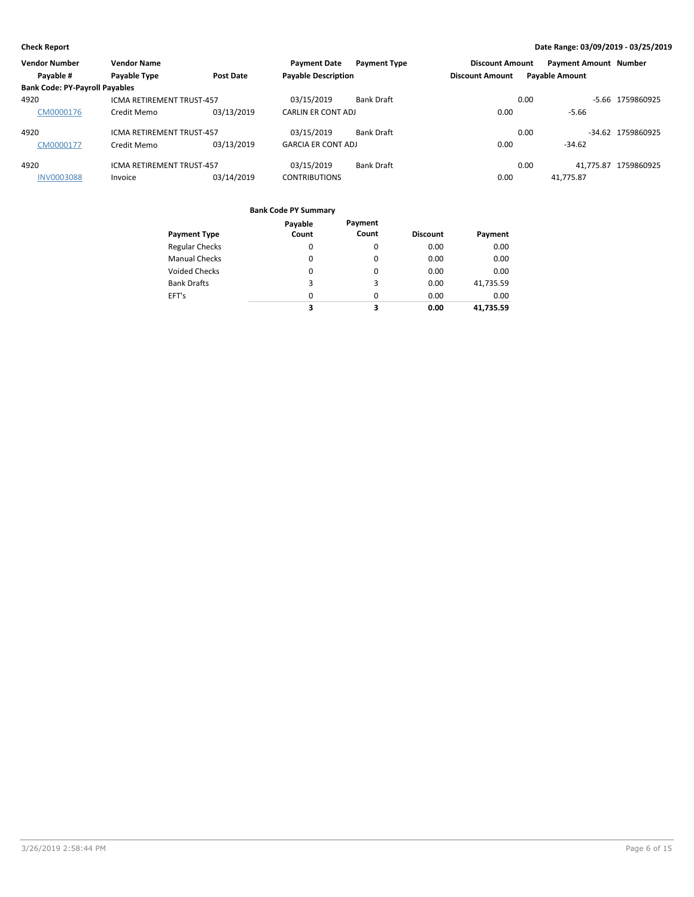**Check Report**

**Date Range: 03/09/2019 - 03/25/2019**

| Vendor Number | Vendor Name | | Payment Date | Payment Type | Discount Amount | Payment Amount | Number |
|---|---|---|---|---|---|---|---|
| Payable # | Payable Type | Post Date | Payable Description | | Discount Amount | Payable Amount | |
| **Bank Code: PY-Payroll Payables** | | | | | | | |
| 4920 | ICMA RETIREMENT TRUST-457 | | 03/15/2019 | Bank Draft | 0.00 | -5.66 | 1759860925 |
| CM0000176 | Credit Memo | 03/13/2019 | CARLIN ER CONT ADJ | | 0.00 | -5.66 | |
| 4920 | ICMA RETIREMENT TRUST-457 | | 03/15/2019 | Bank Draft | 0.00 | -34.62 | 1759860925 |
| CM0000177 | Credit Memo | 03/13/2019 | GARCIA ER CONT ADJ | | 0.00 | -34.62 | |
| 4920 | ICMA RETIREMENT TRUST-457 | | 03/15/2019 | Bank Draft | 0.00 | 41,775.87 | 1759860925 |
| INV0003088 | Invoice | 03/14/2019 | CONTRIBUTIONS | | 0.00 | 41,775.87 | |

**Bank Code PY Summary**

| Payment Type | Payable Count | Payment Count | Discount | Payment |
|---|---|---|---|---|
| Regular Checks | 0 | 0 | 0.00 | 0.00 |
| Manual Checks | 0 | 0 | 0.00 | 0.00 |
| Voided Checks | 0 | 0 | 0.00 | 0.00 |
| Bank Drafts | 3 | 3 | 0.00 | 41,735.59 |
| EFT's | 0 | 0 | 0.00 | 0.00 |
| | **3** | **3** | **0.00** | **41,735.59** |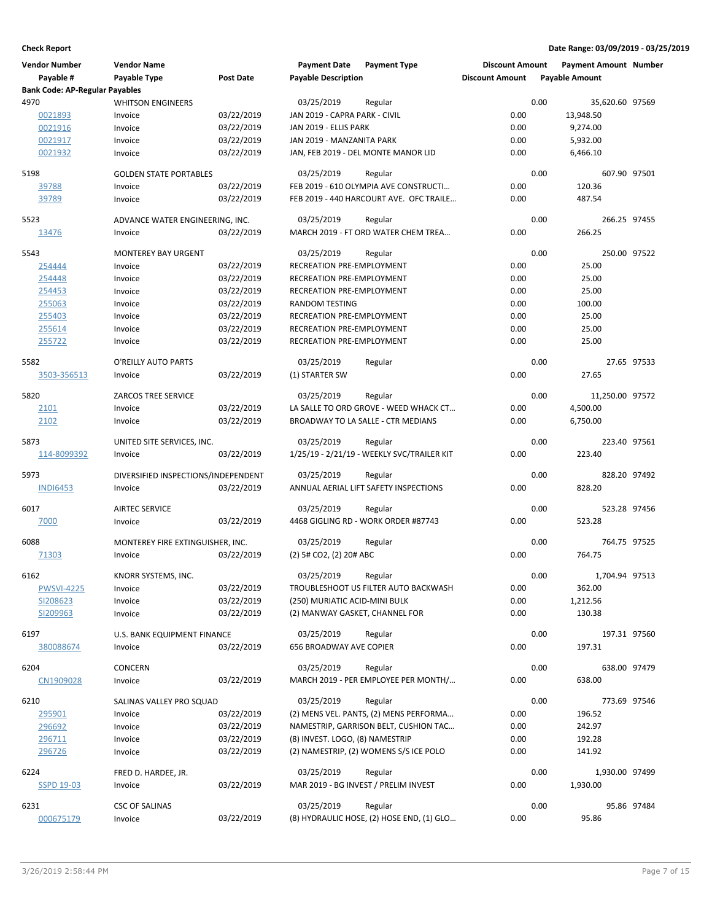**Check Report**

**Date Range: 03/09/2019 - 03/25/2019**

| Vendor Number | Vendor Name | | Payment Date | Payment Type | Discount Amount | Payment Amount | Number |
|---|---|---|---|---|---|---|---|
| Payable # | Payable Type | Post Date | Payable Description | | Discount Amount | Payable Amount | |
| **Bank Code: AP-Regular Payables** | | | | | | | |
| 4970 | WHITSON ENGINEERS | | 03/25/2019 | Regular | 0.00 | 35,620.60 | 97569 |
| 0021893 | Invoice | 03/22/2019 | JAN 2019 - CAPRA PARK - CIVIL | | 0.00 | 13,948.50 | |
| 0021916 | Invoice | 03/22/2019 | JAN 2019 - ELLIS PARK | | 0.00 | 9,274.00 | |
| 0021917 | Invoice | 03/22/2019 | JAN 2019 - MANZANITA PARK | | 0.00 | 5,932.00 | |
| 0021932 | Invoice | 03/22/2019 | JAN, FEB 2019 - DEL MONTE MANOR LID | | 0.00 | 6,466.10 | |
| 5198 | GOLDEN STATE PORTABLES | | 03/25/2019 | Regular | 0.00 | 607.90 | 97501 |
| 39788 | Invoice | 03/22/2019 | FEB 2019 - 610 OLYMPIA AVE CONSTRUCTI... | | 0.00 | 120.36 | |
| 39789 | Invoice | 03/22/2019 | FEB 2019 - 440 HARCOURT AVE. OFC TRAILE... | | 0.00 | 487.54 | |
| 5523 | ADVANCE WATER ENGINEERING, INC. | | 03/25/2019 | Regular | 0.00 | 266.25 | 97455 |
| 13476 | Invoice | 03/22/2019 | MARCH 2019 - FT ORD WATER CHEM TREA... | | 0.00 | 266.25 | |
| 5543 | MONTEREY BAY URGENT | | 03/25/2019 | Regular | 0.00 | 250.00 | 97522 |
| 254444 | Invoice | 03/22/2019 | RECREATION PRE-EMPLOYMENT | | 0.00 | 25.00 | |
| 254448 | Invoice | 03/22/2019 | RECREATION PRE-EMPLOYMENT | | 0.00 | 25.00 | |
| 254453 | Invoice | 03/22/2019 | RECREATION PRE-EMPLOYMENT | | 0.00 | 25.00 | |
| 255063 | Invoice | 03/22/2019 | RANDOM TESTING | | 0.00 | 100.00 | |
| 255403 | Invoice | 03/22/2019 | RECREATION PRE-EMPLOYMENT | | 0.00 | 25.00 | |
| 255614 | Invoice | 03/22/2019 | RECREATION PRE-EMPLOYMENT | | 0.00 | 25.00 | |
| 255722 | Invoice | 03/22/2019 | RECREATION PRE-EMPLOYMENT | | 0.00 | 25.00 | |
| 5582 | O'REILLY AUTO PARTS | | 03/25/2019 | Regular | 0.00 | 27.65 | 97533 |
| 3503-356513 | Invoice | 03/22/2019 | (1) STARTER SW | | 0.00 | 27.65 | |
| 5820 | ZARCOS TREE SERVICE | | 03/25/2019 | Regular | 0.00 | 11,250.00 | 97572 |
| 2101 | Invoice | 03/22/2019 | LA SALLE TO ORD GROVE - WEED WHACK CT... | | 0.00 | 4,500.00 | |
| 2102 | Invoice | 03/22/2019 | BROADWAY TO LA SALLE - CTR MEDIANS | | 0.00 | 6,750.00 | |
| 5873 | UNITED SITE SERVICES, INC. | | 03/25/2019 | Regular | 0.00 | 223.40 | 97561 |
| 114-8099392 | Invoice | 03/22/2019 | 1/25/19 - 2/21/19 - WEEKLY SVC/TRAILER KIT | | 0.00 | 223.40 | |
| 5973 | DIVERSIFIED INSPECTIONS/INDEPENDENT | | 03/25/2019 | Regular | 0.00 | 828.20 | 97492 |
| INDI6453 | Invoice | 03/22/2019 | ANNUAL AERIAL LIFT SAFETY INSPECTIONS | | 0.00 | 828.20 | |
| 6017 | AIRTEC SERVICE | | 03/25/2019 | Regular | 0.00 | 523.28 | 97456 |
| 7000 | Invoice | 03/22/2019 | 4468 GIGLING RD - WORK ORDER #87743 | | 0.00 | 523.28 | |
| 6088 | MONTEREY FIRE EXTINGUISHER, INC. | | 03/25/2019 | Regular | 0.00 | 764.75 | 97525 |
| 71303 | Invoice | 03/22/2019 | (2) 5# CO2, (2) 20# ABC | | 0.00 | 764.75 | |
| 6162 | KNORR SYSTEMS, INC. | | 03/25/2019 | Regular | 0.00 | 1,704.94 | 97513 |
| PWSVI-4225 | Invoice | 03/22/2019 | TROUBLESHOOT US FILTER AUTO BACKWASH | | 0.00 | 362.00 | |
| SI208623 | Invoice | 03/22/2019 | (250) MURIATIC ACID-MINI BULK | | 0.00 | 1,212.56 | |
| SI209963 | Invoice | 03/22/2019 | (2) MANWAY GASKET, CHANNEL FOR | | 0.00 | 130.38 | |
| 6197 | U.S. BANK EQUIPMENT FINANCE | | 03/25/2019 | Regular | 0.00 | 197.31 | 97560 |
| 380088674 | Invoice | 03/22/2019 | 656 BROADWAY AVE COPIER | | 0.00 | 197.31 | |
| 6204 | CONCERN | | 03/25/2019 | Regular | 0.00 | 638.00 | 97479 |
| CN1909028 | Invoice | 03/22/2019 | MARCH 2019 - PER EMPLOYEE PER MONTH/... | | 0.00 | 638.00 | |
| 6210 | SALINAS VALLEY PRO SQUAD | | 03/25/2019 | Regular | 0.00 | 773.69 | 97546 |
| 295901 | Invoice | 03/22/2019 | (2) MENS VEL. PANTS, (2) MENS PERFORMA... | | 0.00 | 196.52 | |
| 296692 | Invoice | 03/22/2019 | NAMESTRIP, GARRISON BELT, CUSHION TAC... | | 0.00 | 242.97 | |
| 296711 | Invoice | 03/22/2019 | (8) INVEST. LOGO, (8) NAMESTRIP | | 0.00 | 192.28 | |
| 296726 | Invoice | 03/22/2019 | (2) NAMESTRIP, (2) WOMENS S/S ICE POLO | | 0.00 | 141.92 | |
| 6224 | FRED D. HARDEE, JR. | | 03/25/2019 | Regular | 0.00 | 1,930.00 | 97499 |
| SSPD 19-03 | Invoice | 03/22/2019 | MAR 2019 - BG INVEST / PRELIM INVEST | | 0.00 | 1,930.00 | |
| 6231 | CSC OF SALINAS | | 03/25/2019 | Regular | 0.00 | 95.86 | 97484 |
| 000675179 | Invoice | 03/22/2019 | (8) HYDRAULIC HOSE, (2) HOSE END, (1) GLO... | | 0.00 | 95.86 | |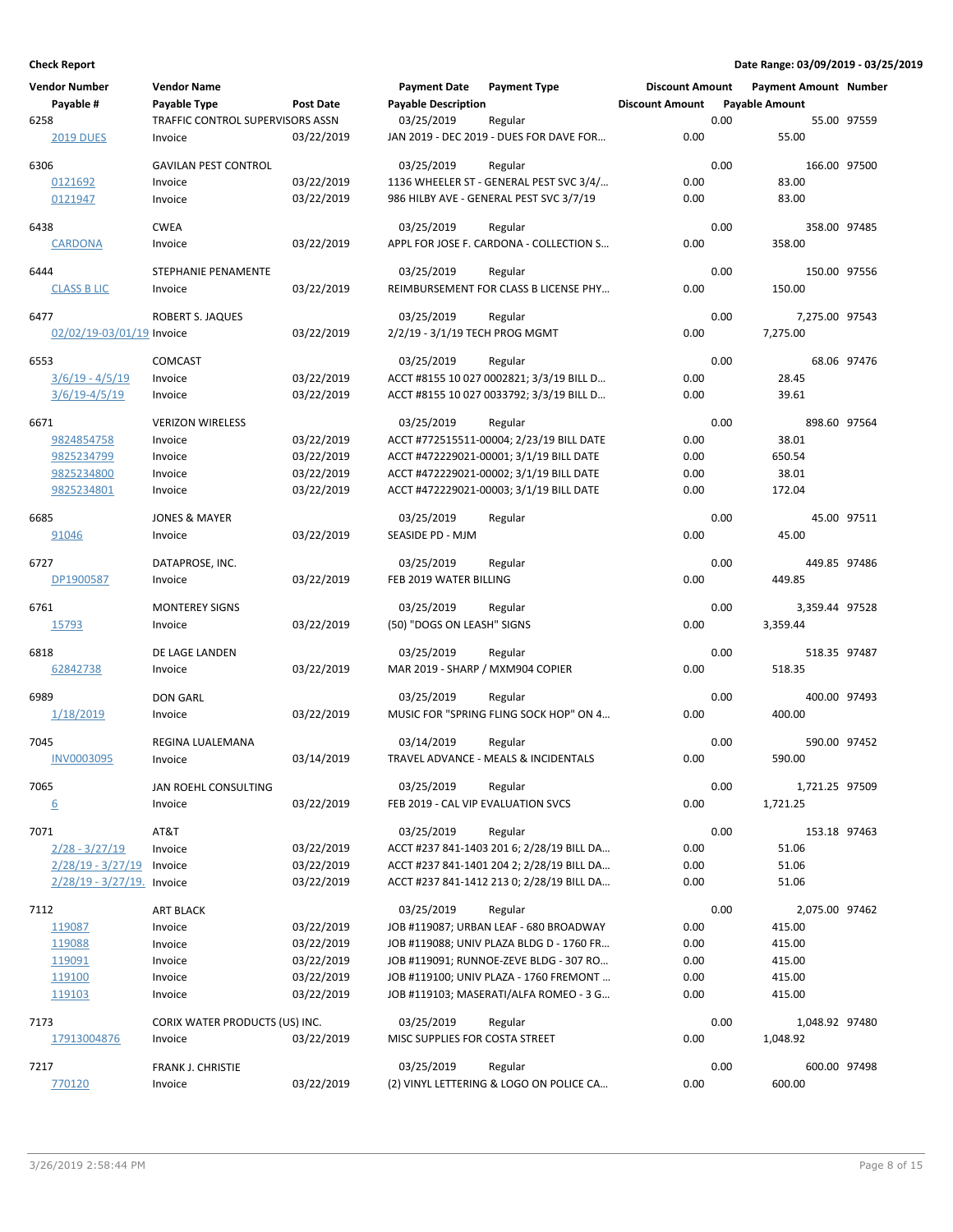**Check Report**

**Date Range: 03/09/2019 - 03/25/2019**

| Vendor Number | Vendor Name | | Payment Date | Payment Type | Discount Amount | Payment Amount | Number |
|---|---|---|---|---|---|---|---|
| Payable # | Payable Type | Post Date | Payable Description | | Discount Amount | Payable Amount | |
| 6258 | TRAFFIC CONTROL SUPERVISORS ASSN | | 03/25/2019 | Regular | 0.00 | 55.00 | 97559 |
| 2019 DUES | Invoice | 03/22/2019 | JAN 2019 - DEC 2019 - DUES FOR DAVE FOR... | | 0.00 | 55.00 | |
| 6306 | GAVILAN PEST CONTROL | | 03/25/2019 | Regular | 0.00 | 166.00 | 97500 |
| 0121692 | Invoice | 03/22/2019 | 1136 WHEELER ST - GENERAL PEST SVC 3/4/... | | 0.00 | 83.00 | |
| 0121947 | Invoice | 03/22/2019 | 986 HILBY AVE - GENERAL PEST SVC 3/7/19 | | 0.00 | 83.00 | |
| 6438 | CWEA | | 03/25/2019 | Regular | 0.00 | 358.00 | 97485 |
| CARDONA | Invoice | 03/22/2019 | APPL FOR JOSE F. CARDONA - COLLECTION S... | | 0.00 | 358.00 | |
| 6444 | STEPHANIE PENAMENTE | | 03/25/2019 | Regular | 0.00 | 150.00 | 97556 |
| CLASS B LIC | Invoice | 03/22/2019 | REIMBURSEMENT FOR CLASS B LICENSE PHY... | | 0.00 | 150.00 | |
| 6477 | ROBERT S. JAQUES | | 03/25/2019 | Regular | 0.00 | 7,275.00 | 97543 |
| 02/02/19-03/01/19 | Invoice | 03/22/2019 | 2/2/19 - 3/1/19 TECH PROG MGMT | | 0.00 | 7,275.00 | |
| 6553 | COMCAST | | 03/25/2019 | Regular | 0.00 | 68.06 | 97476 |
| 3/6/19 - 4/5/19 | Invoice | 03/22/2019 | ACCT #8155 10 027 0002821; 3/3/19 BILL D... | | 0.00 | 28.45 | |
| 3/6/19-4/5/19 | Invoice | 03/22/2019 | ACCT #8155 10 027 0033792; 3/3/19 BILL D... | | 0.00 | 39.61 | |
| 6671 | VERIZON WIRELESS | | 03/25/2019 | Regular | 0.00 | 898.60 | 97564 |
| 9824854758 | Invoice | 03/22/2019 | ACCT #772515511-00004; 2/23/19 BILL DATE | | 0.00 | 38.01 | |
| 9825234799 | Invoice | 03/22/2019 | ACCT #472229021-00001; 3/1/19 BILL DATE | | 0.00 | 650.54 | |
| 9825234800 | Invoice | 03/22/2019 | ACCT #472229021-00002; 3/1/19 BILL DATE | | 0.00 | 38.01 | |
| 9825234801 | Invoice | 03/22/2019 | ACCT #472229021-00003; 3/1/19 BILL DATE | | 0.00 | 172.04 | |
| 6685 | JONES & MAYER | | 03/25/2019 | Regular | 0.00 | 45.00 | 97511 |
| 91046 | Invoice | 03/22/2019 | SEASIDE PD - MJM | | 0.00 | 45.00 | |
| 6727 | DATAPROSE, INC. | | 03/25/2019 | Regular | 0.00 | 449.85 | 97486 |
| DP1900587 | Invoice | 03/22/2019 | FEB 2019 WATER BILLING | | 0.00 | 449.85 | |
| 6761 | MONTEREY SIGNS | | 03/25/2019 | Regular | 0.00 | 3,359.44 | 97528 |
| 15793 | Invoice | 03/22/2019 | (50) "DOGS ON LEASH" SIGNS | | 0.00 | 3,359.44 | |
| 6818 | DE LAGE LANDEN | | 03/25/2019 | Regular | 0.00 | 518.35 | 97487 |
| 62842738 | Invoice | 03/22/2019 | MAR 2019 - SHARP / MXM904 COPIER | | 0.00 | 518.35 | |
| 6989 | DON GARL | | 03/25/2019 | Regular | 0.00 | 400.00 | 97493 |
| 1/18/2019 | Invoice | 03/22/2019 | MUSIC FOR "SPRING FLING SOCK HOP" ON 4... | | 0.00 | 400.00 | |
| 7045 | REGINA LUALEMANA | | 03/14/2019 | Regular | 0.00 | 590.00 | 97452 |
| INV0003095 | Invoice | 03/14/2019 | TRAVEL ADVANCE - MEALS & INCIDENTALS | | 0.00 | 590.00 | |
| 7065 | JAN ROEHL CONSULTING | | 03/25/2019 | Regular | 0.00 | 1,721.25 | 97509 |
| 6 | Invoice | 03/22/2019 | FEB 2019 - CAL VIP EVALUATION SVCS | | 0.00 | 1,721.25 | |
| 7071 | AT&T | | 03/25/2019 | Regular | 0.00 | 153.18 | 97463 |
| 2/28 - 3/27/19 | Invoice | 03/22/2019 | ACCT #237 841-1403 201 6; 2/28/19 BILL DA... | | 0.00 | 51.06 | |
| 2/28/19 - 3/27/19 | Invoice | 03/22/2019 | ACCT #237 841-1401 204 2; 2/28/19 BILL DA... | | 0.00 | 51.06 | |
| 2/28/19 - 3/27/19. | Invoice | 03/22/2019 | ACCT #237 841-1412 213 0; 2/28/19 BILL DA... | | 0.00 | 51.06 | |
| 7112 | ART BLACK | | 03/25/2019 | Regular | 0.00 | 2,075.00 | 97462 |
| 119087 | Invoice | 03/22/2019 | JOB #119087; URBAN LEAF - 680 BROADWAY | | 0.00 | 415.00 | |
| 119088 | Invoice | 03/22/2019 | JOB #119088; UNIV PLAZA BLDG D - 1760 FR... | | 0.00 | 415.00 | |
| 119091 | Invoice | 03/22/2019 | JOB #119091; RUNNOE-ZEVE BLDG - 307 RO... | | 0.00 | 415.00 | |
| 119100 | Invoice | 03/22/2019 | JOB #119100; UNIV PLAZA - 1760 FREMONT ... | | 0.00 | 415.00 | |
| 119103 | Invoice | 03/22/2019 | JOB #119103; MASERATI/ALFA ROMEO - 3 G... | | 0.00 | 415.00 | |
| 7173 | CORIX WATER PRODUCTS (US) INC. | | 03/25/2019 | Regular | 0.00 | 1,048.92 | 97480 |
| 17913004876 | Invoice | 03/22/2019 | MISC SUPPLIES FOR COSTA STREET | | 0.00 | 1,048.92 | |
| 7217 | FRANK J. CHRISTIE | | 03/25/2019 | Regular | 0.00 | 600.00 | 97498 |
| 770120 | Invoice | 03/22/2019 | (2) VINYL LETTERING & LOGO ON POLICE CA... | | 0.00 | 600.00 | |

3/26/2019 2:58:44 PM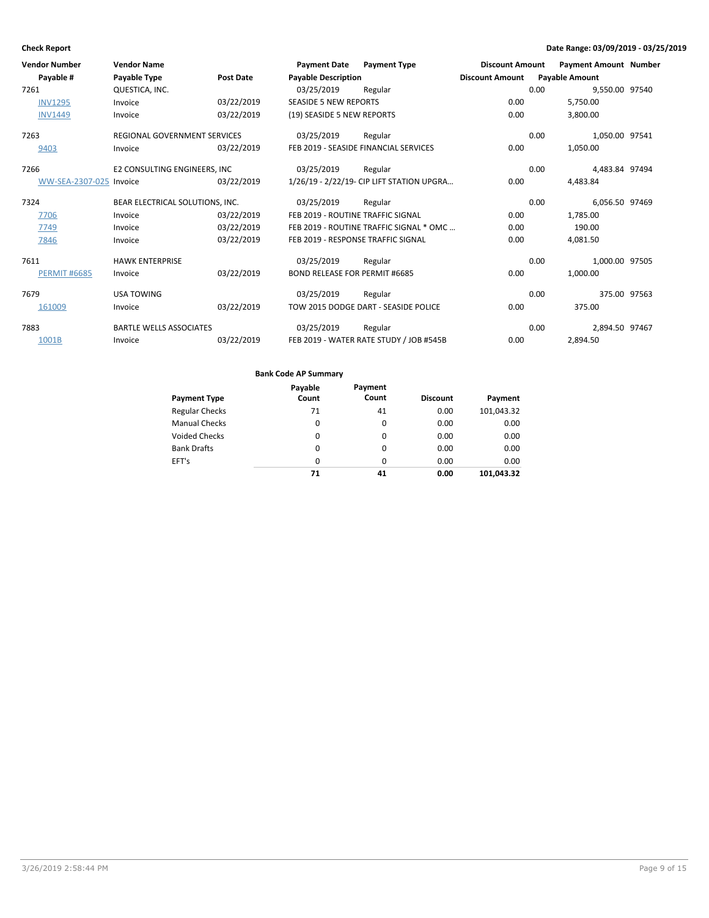**Check Report**

**Date Range: 03/09/2019 - 03/25/2019**

| Vendor Number | Vendor Name | | Payment Date | Payment Type | Discount Amount | Payment Amount | Number |
|---|---|---|---|---|---|---|---|
| Payable # | Payable Type | Post Date | Payable Description | | Discount Amount | Payable Amount | |
| 7261 | QUESTICA, INC. | | 03/25/2019 | Regular | 0.00 | 9,550.00 | 97540 |
| INV1295 | Invoice | 03/22/2019 | SEASIDE 5 NEW REPORTS | | 0.00 | 5,750.00 | |
| INV1449 | Invoice | 03/22/2019 | (19) SEASIDE 5 NEW REPORTS | | 0.00 | 3,800.00 | |
| 7263 | REGIONAL GOVERNMENT SERVICES | | 03/25/2019 | Regular | 0.00 | 1,050.00 | 97541 |
| 9403 | Invoice | 03/22/2019 | FEB 2019 - SEASIDE FINANCIAL SERVICES | | 0.00 | 1,050.00 | |
| 7266 | E2 CONSULTING ENGINEERS, INC | | 03/25/2019 | Regular | 0.00 | 4,483.84 | 97494 |
| WW-SEA-2307-025 | Invoice | 03/22/2019 | 1/26/19 - 2/22/19- CIP LIFT STATION UPGRA... | | 0.00 | 4,483.84 | |
| 7324 | BEAR ELECTRICAL SOLUTIONS, INC. | | 03/25/2019 | Regular | 0.00 | 6,056.50 | 97469 |
| 7706 | Invoice | 03/22/2019 | FEB 2019 - ROUTINE TRAFFIC SIGNAL | | 0.00 | 1,785.00 | |
| 7749 | Invoice | 03/22/2019 | FEB 2019 - ROUTINE TRAFFIC SIGNAL * OMC ... | | 0.00 | 190.00 | |
| 7846 | Invoice | 03/22/2019 | FEB 2019 - RESPONSE TRAFFIC SIGNAL | | 0.00 | 4,081.50 | |
| 7611 | HAWK ENTERPRISE | | 03/25/2019 | Regular | 0.00 | 1,000.00 | 97505 |
| PERMIT #6685 | Invoice | 03/22/2019 | BOND RELEASE FOR PERMIT #6685 | | 0.00 | 1,000.00 | |
| 7679 | USA TOWING | | 03/25/2019 | Regular | 0.00 | 375.00 | 97563 |
| 161009 | Invoice | 03/22/2019 | TOW 2015 DODGE DART - SEASIDE POLICE | | 0.00 | 375.00 | |
| 7883 | BARTLE WELLS ASSOCIATES | | 03/25/2019 | Regular | 0.00 | 2,894.50 | 97467 |
| 1001B | Invoice | 03/22/2019 | FEB 2019 - WATER RATE STUDY / JOB #545B | | 0.00 | 2,894.50 | |

**Bank Code AP Summary**

| Payment Type | Payable Count | Payment Count | Discount | Payment |
|---|---|---|---|---|
| Regular Checks | 71 | 41 | 0.00 | 101,043.32 |
| Manual Checks | 0 | 0 | 0.00 | 0.00 |
| Voided Checks | 0 | 0 | 0.00 | 0.00 |
| Bank Drafts | 0 | 0 | 0.00 | 0.00 |
| EFT's | 0 | 0 | 0.00 | 0.00 |
| | **71** | **41** | **0.00** | **101,043.32** |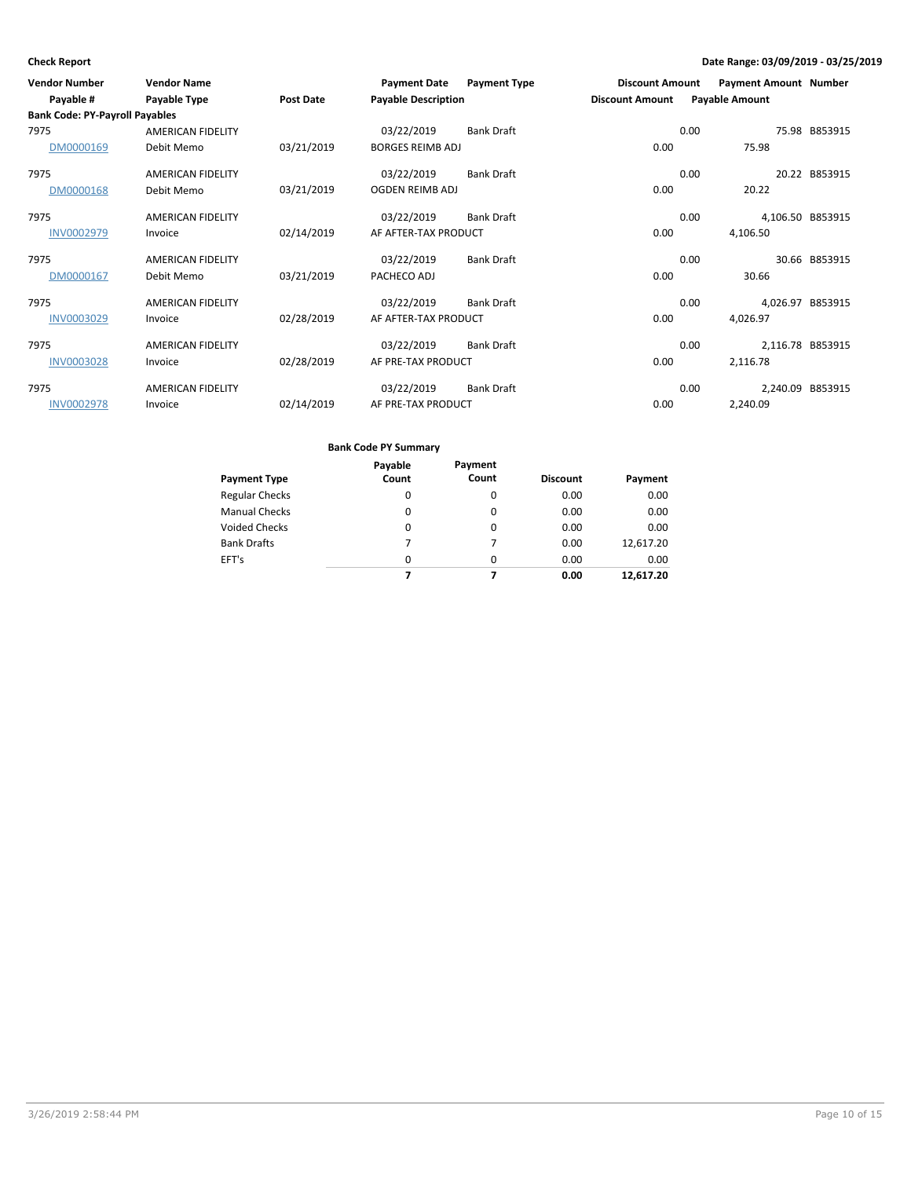**Check Report**

**Date Range: 03/09/2019 - 03/25/2019**

| Vendor Number / Payable # | Vendor Name / Payable Type | Post Date | Payment Date / Payable Description | Payment Type | Discount Amount | Payment Amount / Payable Amount | Number |
|---|---|---|---|---|---|---|---|
| **Bank Code: PY-Payroll Payables** | | | | | | | |
| 7975 | AMERICAN FIDELITY | | 03/22/2019 | Bank Draft | 0.00 | 75.98 | B853915 |
| DM0000169 | Debit Memo | 03/21/2019 | BORGES REIMB ADJ | | 0.00 | 75.98 | |
| 7975 | AMERICAN FIDELITY | | 03/22/2019 | Bank Draft | 0.00 | 20.22 | B853915 |
| DM0000168 | Debit Memo | 03/21/2019 | OGDEN REIMB ADJ | | 0.00 | 20.22 | |
| 7975 | AMERICAN FIDELITY | | 03/22/2019 | Bank Draft | 0.00 | 4,106.50 | B853915 |
| INV0002979 | Invoice | 02/14/2019 | AF AFTER-TAX PRODUCT | | 0.00 | 4,106.50 | |
| 7975 | AMERICAN FIDELITY | | 03/22/2019 | Bank Draft | 0.00 | 30.66 | B853915 |
| DM0000167 | Debit Memo | 03/21/2019 | PACHECO ADJ | | 0.00 | 30.66 | |
| 7975 | AMERICAN FIDELITY | | 03/22/2019 | Bank Draft | 0.00 | 4,026.97 | B853915 |
| INV0003029 | Invoice | 02/28/2019 | AF AFTER-TAX PRODUCT | | 0.00 | 4,026.97 | |
| 7975 | AMERICAN FIDELITY | | 03/22/2019 | Bank Draft | 0.00 | 2,116.78 | B853915 |
| INV0003028 | Invoice | 02/28/2019 | AF PRE-TAX PRODUCT | | 0.00 | 2,116.78 | |
| 7975 | AMERICAN FIDELITY | | 03/22/2019 | Bank Draft | 0.00 | 2,240.09 | B853915 |
| INV0002978 | Invoice | 02/14/2019 | AF PRE-TAX PRODUCT | | 0.00 | 2,240.09 | |

**Bank Code PY Summary**

| Payment Type | Payable Count | Payment Count | Discount | Payment |
|---|---|---|---|---|
| Regular Checks | 0 | 0 | 0.00 | 0.00 |
| Manual Checks | 0 | 0 | 0.00 | 0.00 |
| Voided Checks | 0 | 0 | 0.00 | 0.00 |
| Bank Drafts | 7 | 7 | 0.00 | 12,617.20 |
| EFT's | 0 | 0 | 0.00 | 0.00 |
| | **7** | **7** | **0.00** | **12,617.20** |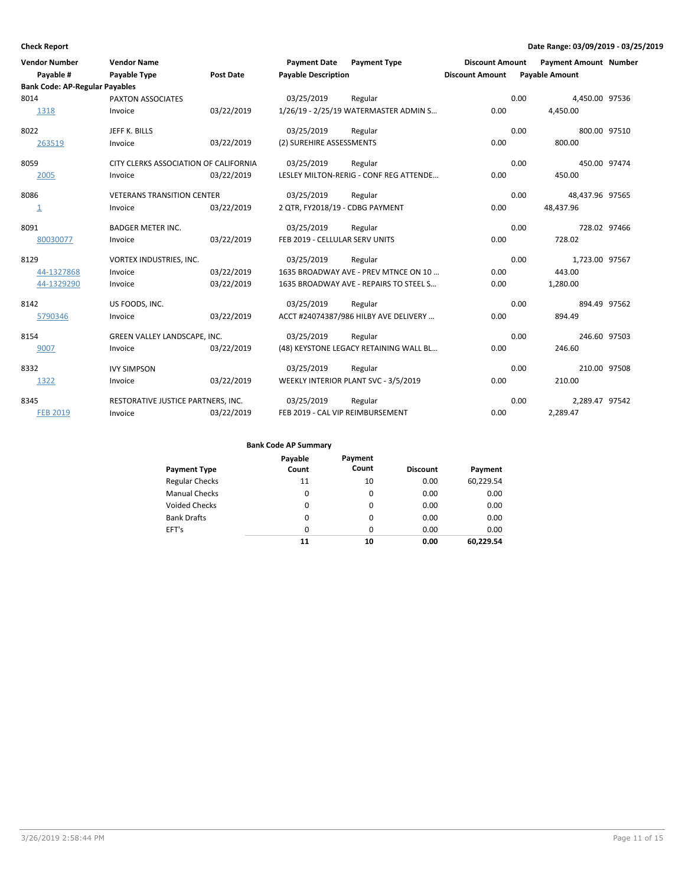**Check Report**

**Date Range: 03/09/2019 - 03/25/2019**

| Vendor Number / Payable # | Vendor Name / Payable Type | Post Date | Payment Date / Payable Description | Payment Type | Discount Amount | Payment Amount / Payable Amount | Number |
|---|---|---|---|---|---|---|---|
| **Bank Code: AP-Regular Payables** | | | | | | | |
| 8014 | PAXTON ASSOCIATES | | 03/25/2019 | Regular | 0.00 | 4,450.00 | 97536 |
| 1318 | Invoice | 03/22/2019 | 1/26/19 - 2/25/19 WATERMASTER ADMIN S... | | 0.00 | 4,450.00 | |
| 8022 | JEFF K. BILLS | | 03/25/2019 | Regular | 0.00 | 800.00 | 97510 |
| 263519 | Invoice | 03/22/2019 | (2) SUREHIRE ASSESSMENTS | | 0.00 | 800.00 | |
| 8059 | CITY CLERKS ASSOCIATION OF CALIFORNIA | | 03/25/2019 | Regular | 0.00 | 450.00 | 97474 |
| 2005 | Invoice | 03/22/2019 | LESLEY MILTON-RERIG - CONF REG ATTENDE... | | 0.00 | 450.00 | |
| 8086 | VETERANS TRANSITION CENTER | | 03/25/2019 | Regular | 0.00 | 48,437.96 | 97565 |
| 1 | Invoice | 03/22/2019 | 2 QTR, FY2018/19 - CDBG PAYMENT | | 0.00 | 48,437.96 | |
| 8091 | BADGER METER INC. | | 03/25/2019 | Regular | 0.00 | 728.02 | 97466 |
| 80030077 | Invoice | 03/22/2019 | FEB 2019 - CELLULAR SERV UNITS | | 0.00 | 728.02 | |
| 8129 | VORTEX INDUSTRIES, INC. | | 03/25/2019 | Regular | 0.00 | 1,723.00 | 97567 |
| 44-1327868 | Invoice | 03/22/2019 | 1635 BROADWAY AVE - PREV MTNCE ON 10 ... | | 0.00 | 443.00 | |
| 44-1329290 | Invoice | 03/22/2019 | 1635 BROADWAY AVE - REPAIRS TO STEEL S... | | 0.00 | 1,280.00 | |
| 8142 | US FOODS, INC. | | 03/25/2019 | Regular | 0.00 | 894.49 | 97562 |
| 5790346 | Invoice | 03/22/2019 | ACCT #24074387/986 HILBY AVE DELIVERY ... | | 0.00 | 894.49 | |
| 8154 | GREEN VALLEY LANDSCAPE, INC. | | 03/25/2019 | Regular | 0.00 | 246.60 | 97503 |
| 9007 | Invoice | 03/22/2019 | (48) KEYSTONE LEGACY RETAINING WALL BL... | | 0.00 | 246.60 | |
| 8332 | IVY SIMPSON | | 03/25/2019 | Regular | 0.00 | 210.00 | 97508 |
| 1322 | Invoice | 03/22/2019 | WEEKLY INTERIOR PLANT SVC - 3/5/2019 | | 0.00 | 210.00 | |
| 8345 | RESTORATIVE JUSTICE PARTNERS, INC. | | 03/25/2019 | Regular | 0.00 | 2,289.47 | 97542 |
| FEB 2019 | Invoice | 03/22/2019 | FEB 2019 - CAL VIP REIMBURSEMENT | | 0.00 | 2,289.47 | |

**Bank Code AP Summary**

| Payment Type | Payable Count | Payment Count | Discount | Payment |
|---|---|---|---|---|
| Regular Checks | 11 | 10 | 0.00 | 60,229.54 |
| Manual Checks | 0 | 0 | 0.00 | 0.00 |
| Voided Checks | 0 | 0 | 0.00 | 0.00 |
| Bank Drafts | 0 | 0 | 0.00 | 0.00 |
| EFT's | 0 | 0 | 0.00 | 0.00 |
| | **11** | **10** | **0.00** | **60,229.54** |

3/26/2019 2:58:44 PM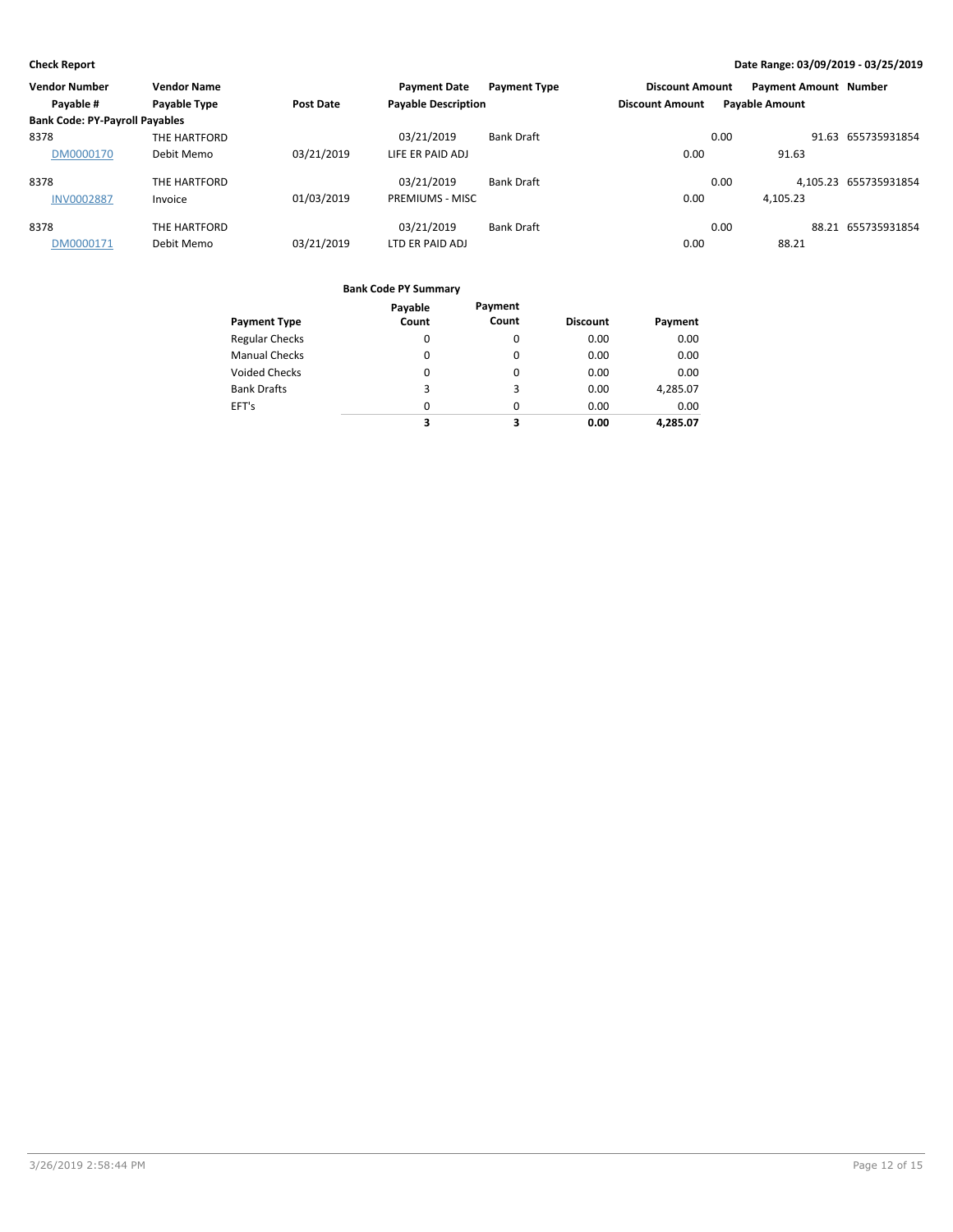**Check Report** — Date Range: 03/09/2019 - 03/25/2019

| Vendor Number | Vendor Name | | Payment Date | Payment Type | Discount Amount | Payment Amount | Number |
|---|---|---|---|---|---|---|---|
| Payable # | Payable Type | Post Date | Payable Description | | Discount Amount | Payable Amount | |
| **Bank Code: PY-Payroll Payables** | | | | | | | |
| 8378 | THE HARTFORD | | 03/21/2019 | Bank Draft | 0.00 | 91.63 | 655735931854 |
| DM0000170 | Debit Memo | 03/21/2019 | LIFE ER PAID ADJ | | 0.00 | 91.63 | |
| 8378 | THE HARTFORD | | 03/21/2019 | Bank Draft | 0.00 | 4,105.23 | 655735931854 |
| INV0002887 | Invoice | 01/03/2019 | PREMIUMS - MISC | | 0.00 | 4,105.23 | |
| 8378 | THE HARTFORD | | 03/21/2019 | Bank Draft | 0.00 | 88.21 | 655735931854 |
| DM0000171 | Debit Memo | 03/21/2019 | LTD ER PAID ADJ | | 0.00 | 88.21 | |

**Bank Code PY Summary**

| Payment Type | Payable Count | Payment Count | Discount | Payment |
|---|---|---|---|---|
| Regular Checks | 0 | 0 | 0.00 | 0.00 |
| Manual Checks | 0 | 0 | 0.00 | 0.00 |
| Voided Checks | 0 | 0 | 0.00 | 0.00 |
| Bank Drafts | 3 | 3 | 0.00 | 4,285.07 |
| EFT's | 0 | 0 | 0.00 | 0.00 |
| | **3** | **3** | **0.00** | **4,285.07** |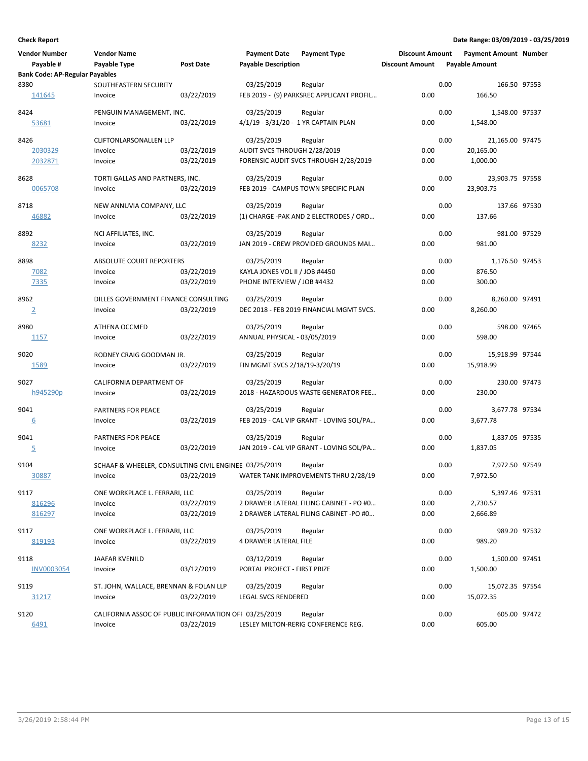**Check Report**

**Date Range: 03/09/2019 - 03/25/2019**

| Vendor Number | Vendor Name | | Payment Date | Payment Type | Discount Amount | Payment Amount | Number |
|---|---|---|---|---|---|---|---|
| Payable # | Payable Type | Post Date | Payable Description | | Discount Amount | Payable Amount | |
| **Bank Code: AP-Regular Payables** | | | | | | | |
| 8380 | SOUTHEASTERN SECURITY | | 03/25/2019 | Regular | 0.00 | 166.50 | 97553 |
| 141645 | Invoice | 03/22/2019 | FEB 2019 - (9) PARKSREC APPLICANT PROFIL... | | 0.00 | 166.50 | |
| 8424 | PENGUIN MANAGEMENT, INC. | | 03/25/2019 | Regular | 0.00 | 1,548.00 | 97537 |
| 53681 | Invoice | 03/22/2019 | 4/1/19 - 3/31/20 - 1 YR CAPTAIN PLAN | | 0.00 | 1,548.00 | |
| 8426 | CLIFTONLARSONALLEN LLP | | 03/25/2019 | Regular | 0.00 | 21,165.00 | 97475 |
| 2030329 | Invoice | 03/22/2019 | AUDIT SVCS THROUGH 2/28/2019 | | 0.00 | 20,165.00 | |
| 2032871 | Invoice | 03/22/2019 | FORENSIC AUDIT SVCS THROUGH 2/28/2019 | | 0.00 | 1,000.00 | |
| 8628 | TORTI GALLAS AND PARTNERS, INC. | | 03/25/2019 | Regular | 0.00 | 23,903.75 | 97558 |
| 0065708 | Invoice | 03/22/2019 | FEB 2019 - CAMPUS TOWN SPECIFIC PLAN | | 0.00 | 23,903.75 | |
| 8718 | NEW ANNUVIA COMPANY, LLC | | 03/25/2019 | Regular | 0.00 | 137.66 | 97530 |
| 46882 | Invoice | 03/22/2019 | (1) CHARGE -PAK AND 2 ELECTRODES / ORD... | | 0.00 | 137.66 | |
| 8892 | NCI AFFILIATES, INC. | | 03/25/2019 | Regular | 0.00 | 981.00 | 97529 |
| 8232 | Invoice | 03/22/2019 | JAN 2019 - CREW PROVIDED GROUNDS MAI... | | 0.00 | 981.00 | |
| 8898 | ABSOLUTE COURT REPORTERS | | 03/25/2019 | Regular | 0.00 | 1,176.50 | 97453 |
| 7082 | Invoice | 03/22/2019 | KAYLA JONES VOL II / JOB #4450 | | 0.00 | 876.50 | |
| 7335 | Invoice | 03/22/2019 | PHONE INTERVIEW / JOB #4432 | | 0.00 | 300.00 | |
| 8962 | DILLES GOVERNMENT FINANCE CONSULTING | | 03/25/2019 | Regular | 0.00 | 8,260.00 | 97491 |
| 2 | Invoice | 03/22/2019 | DEC 2018 - FEB 2019 FINANCIAL MGMT SVCS. | | 0.00 | 8,260.00 | |
| 8980 | ATHENA OCCMED | | 03/25/2019 | Regular | 0.00 | 598.00 | 97465 |
| 1157 | Invoice | 03/22/2019 | ANNUAL PHYSICAL - 03/05/2019 | | 0.00 | 598.00 | |
| 9020 | RODNEY CRAIG GOODMAN JR. | | 03/25/2019 | Regular | 0.00 | 15,918.99 | 97544 |
| 1589 | Invoice | 03/22/2019 | FIN MGMT SVCS 2/18/19-3/20/19 | | 0.00 | 15,918.99 | |
| 9027 | CALIFORNIA DEPARTMENT OF | | 03/25/2019 | Regular | 0.00 | 230.00 | 97473 |
| h945290p | Invoice | 03/22/2019 | 2018 - HAZARDOUS WASTE GENERATOR FEE... | | 0.00 | 230.00 | |
| 9041 | PARTNERS FOR PEACE | | 03/25/2019 | Regular | 0.00 | 3,677.78 | 97534 |
| 6 | Invoice | 03/22/2019 | FEB 2019 - CAL VIP GRANT - LOVING SOL/PA... | | 0.00 | 3,677.78 | |
| 9041 | PARTNERS FOR PEACE | | 03/25/2019 | Regular | 0.00 | 1,837.05 | 97535 |
| 5 | Invoice | 03/22/2019 | JAN 2019 - CAL VIP GRANT - LOVING SOL/PA... | | 0.00 | 1,837.05 | |
| 9104 | SCHAAF & WHEELER, CONSULTING CIVIL ENGINEE | | 03/25/2019 | Regular | 0.00 | 7,972.50 | 97549 |
| 30887 | Invoice | 03/22/2019 | WATER TANK IMPROVEMENTS THRU 2/28/19 | | 0.00 | 7,972.50 | |
| 9117 | ONE WORKPLACE L. FERRARI, LLC | | 03/25/2019 | Regular | 0.00 | 5,397.46 | 97531 |
| 816296 | Invoice | 03/22/2019 | 2 DRAWER LATERAL FILING CABINET - PO #0... | | 0.00 | 2,730.57 | |
| 816297 | Invoice | 03/22/2019 | 2 DRAWER LATERAL FILING CABINET -PO #0... | | 0.00 | 2,666.89 | |
| 9117 | ONE WORKPLACE L. FERRARI, LLC | | 03/25/2019 | Regular | 0.00 | 989.20 | 97532 |
| 819193 | Invoice | 03/22/2019 | 4 DRAWER LATERAL FILE | | 0.00 | 989.20 | |
| 9118 | JAAFAR KVENILD | | 03/12/2019 | Regular | 0.00 | 1,500.00 | 97451 |
| INV0003054 | Invoice | 03/12/2019 | PORTAL PROJECT - FIRST PRIZE | | 0.00 | 1,500.00 | |
| 9119 | ST. JOHN, WALLACE, BRENNAN & FOLAN LLP | | 03/25/2019 | Regular | 0.00 | 15,072.35 | 97554 |
| 31217 | Invoice | 03/22/2019 | LEGAL SVCS RENDERED | | 0.00 | 15,072.35 | |
| 9120 | CALIFORNIA ASSOC OF PUBLIC INFORMATION OFF | | 03/25/2019 | Regular | 0.00 | 605.00 | 97472 |
| 6491 | Invoice | 03/22/2019 | LESLEY MILTON-RERIG CONFERENCE REG. | | 0.00 | 605.00 | |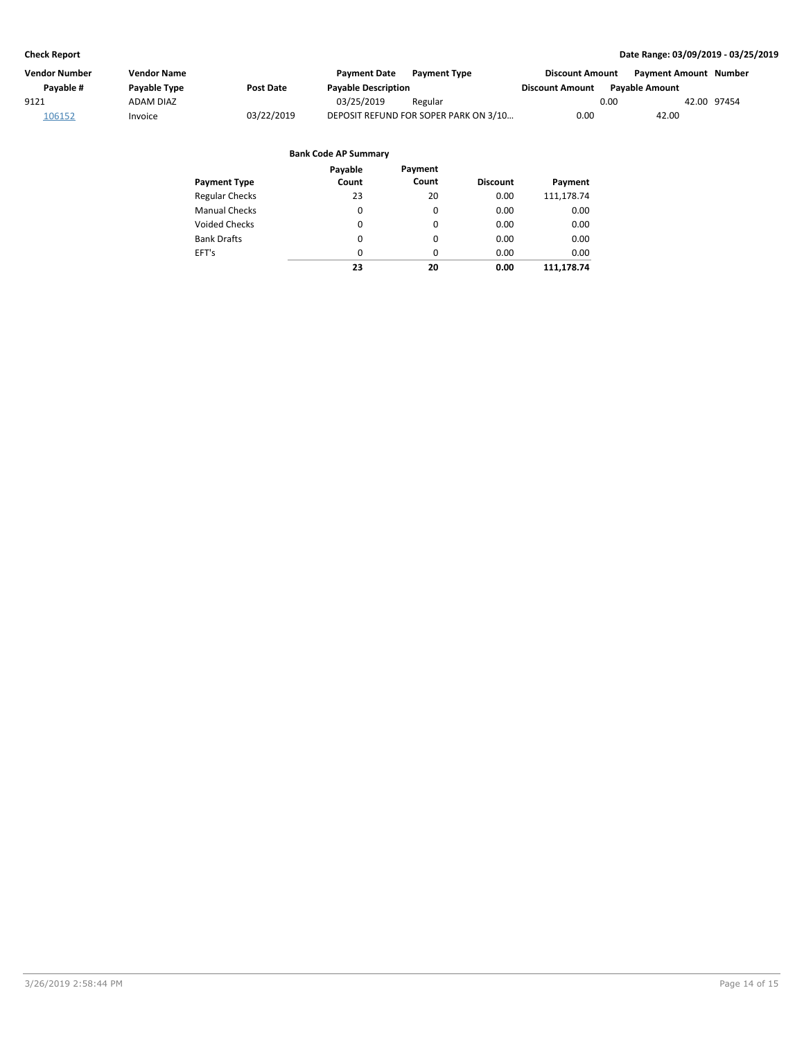**Check Report** **Date Range: 03/09/2019 - 03/25/2019**

| Vendor Number | Vendor Name | | Payment Date | Payment Type | Discount Amount | Payment Amount | Number |
|---|---|---|---|---|---|---|---|
| Payable # | Payable Type | Post Date | Payable Description | | Discount Amount | Payable Amount | |
| 9121 | ADAM DIAZ | | 03/25/2019 | Regular | 0.00 | 42.00 | 97454 |
| 106152 | Invoice | 03/22/2019 | DEPOSIT REFUND FOR SOPER PARK ON 3/10... | | 0.00 | 42.00 | |

**Bank Code AP Summary**

| Payment Type | Payable Count | Payment Count | Discount | Payment |
|---|---|---|---|---|
| Regular Checks | 23 | 20 | 0.00 | 111,178.74 |
| Manual Checks | 0 | 0 | 0.00 | 0.00 |
| Voided Checks | 0 | 0 | 0.00 | 0.00 |
| Bank Drafts | 0 | 0 | 0.00 | 0.00 |
| EFT's | 0 | 0 | 0.00 | 0.00 |
| | **23** | **20** | **0.00** | **111,178.74** |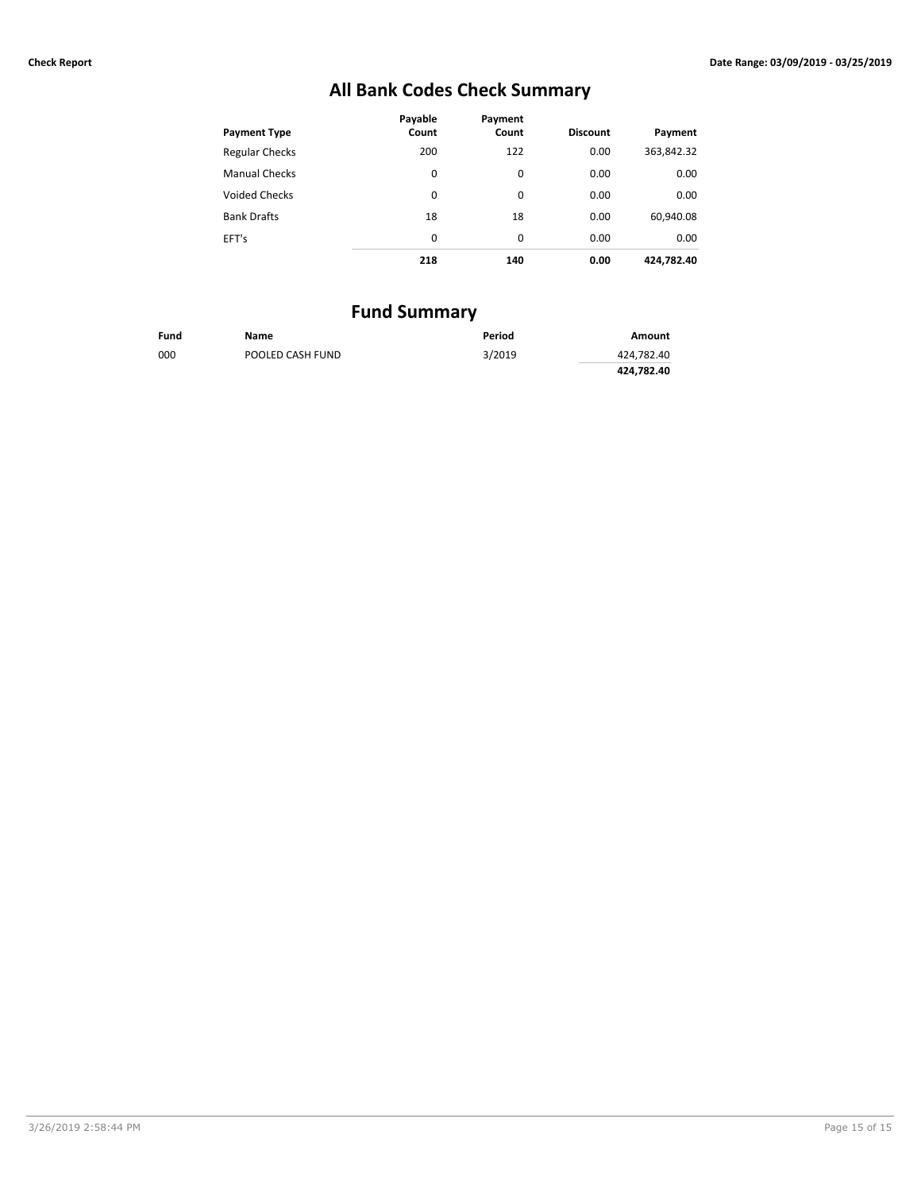## All Bank Codes Check Summary

| Payment Type | Payable Count | Payment Count | Discount | Payment |
|---|---|---|---|---|
| Regular Checks | 200 | 122 | 0.00 | 363,842.32 |
| Manual Checks | 0 | 0 | 0.00 | 0.00 |
| Voided Checks | 0 | 0 | 0.00 | 0.00 |
| Bank Drafts | 18 | 18 | 0.00 | 60,940.08 |
| EFT's | 0 | 0 | 0.00 | 0.00 |
| | **218** | **140** | **0.00** | **424,782.40** |

## Fund Summary

| Fund | Name | Period | Amount |
|---|---|---|---|
| 000 | POOLED CASH FUND | 3/2019 | 424,782.40 |
| | | | **424,782.40** |